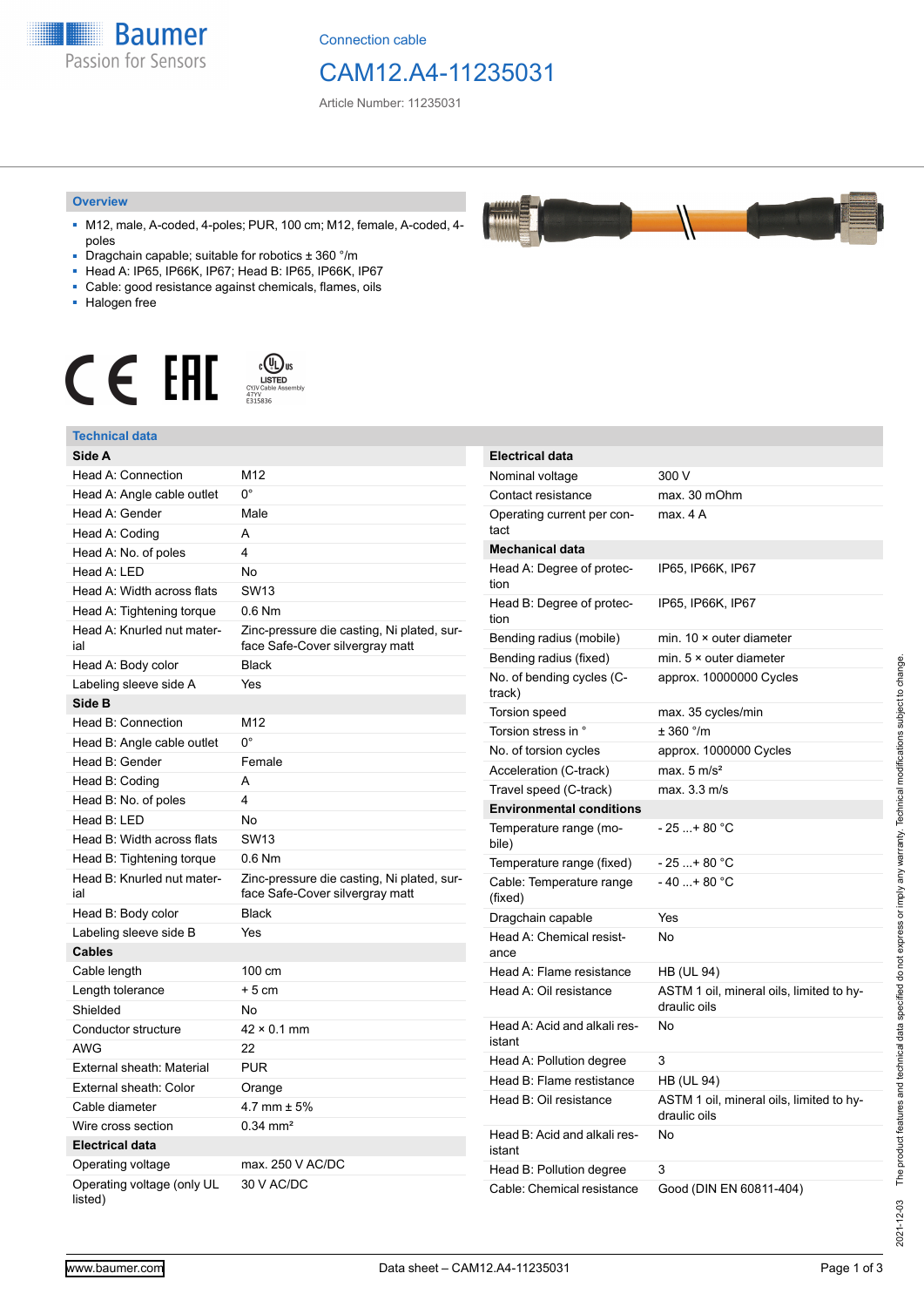Connection cable

# CAM12.A4-11235031

Article Number: 11235031

## Overview

- M12, male, A-coded, 4-poles; PUR, 100 cm; M12, female, A-coded, 4-poles
- Dragchain capable; suitable for robotics ± 360 °/m
- Head A: IP65, IP66K, IP67; Head B: IP65, IP66K, IP67
- Cable: good resistance against chemicals, flames, oils
- Halogen free

c UL us LISTED CYJV Cable Assembly 47YV E315836

## Technical data

| **Side A** | |
|---|---|
| Head A: Connection | M12 |
| Head A: Angle cable outlet | 0° |
| Head A: Gender | Male |
| Head A: Coding | A |
| Head A: No. of poles | 4 |
| Head A: LED | No |
| Head A: Width across flats | SW13 |
| Head A: Tightening torque | 0.6 Nm |
| Head A: Knurled nut material | Zinc-pressure die casting, Ni plated, surface Safe-Cover silvergray matt |
| Head A: Body color | Black |
| Labeling sleeve side A | Yes |
| **Side B** | |
| Head B: Connection | M12 |
| Head B: Angle cable outlet | 0° |
| Head B: Gender | Female |
| Head B: Coding | A |
| Head B: No. of poles | 4 |
| Head B: LED | No |
| Head B: Width across flats | SW13 |
| Head B: Tightening torque | 0.6 Nm |
| Head B: Knurled nut material | Zinc-pressure die casting, Ni plated, surface Safe-Cover silvergray matt |
| Head B: Body color | Black |
| Labeling sleeve side B | Yes |
| **Cables** | |
| Cable length | 100 cm |
| Length tolerance | + 5 cm |
| Shielded | No |
| Conductor structure | 42 × 0.1 mm |
| AWG | 22 |
| External sheath: Material | PUR |
| External sheath: Color | Orange |
| Cable diameter | 4.7 mm ± 5% |
| Wire cross section | 0.34 mm² |
| **Electrical data** | |
| Operating voltage | max. 250 V AC/DC |
| Operating voltage (only UL listed) | 30 V AC/DC |

| **Electrical data** | |
|---|---|
| Nominal voltage | 300 V |
| Contact resistance | max. 30 mOhm |
| Operating current per contact | max. 4 A |
| **Mechanical data** | |
| Head A: Degree of protection | IP65, IP66K, IP67 |
| Head B: Degree of protection | IP65, IP66K, IP67 |
| Bending radius (mobile) | min. 10 × outer diameter |
| Bending radius (fixed) | min. 5 × outer diameter |
| No. of bending cycles (C-track) | approx. 10000000 Cycles |
| Torsion speed | max. 35 cycles/min |
| Torsion stress in ° | ± 360 °/m |
| No. of torsion cycles | approx. 1000000 Cycles |
| Acceleration (C-track) | max. 5 m/s² |
| Travel speed (C-track) | max. 3.3 m/s |
| **Environmental conditions** | |
| Temperature range (mobile) | - 25 ...+ 80 °C |
| Temperature range (fixed) | - 25 ...+ 80 °C |
| Cable: Temperature range (fixed) | - 40 ...+ 80 °C |
| Dragchain capable | Yes |
| Head A: Chemical resistance | No |
| Head A: Flame resistance | HB (UL 94) |
| Head A: Oil resistance | ASTM 1 oil, mineral oils, limited to hydraulic oils |
| Head A: Acid and alkali resistant | No |
| Head A: Pollution degree | 3 |
| Head B: Flame resistance | HB (UL 94) |
| Head B: Oil resistance | ASTM 1 oil, mineral oils, limited to hydraulic oils |
| Head B: Acid and alkali resistant | No |
| Head B: Pollution degree | 3 |
| Cable: Chemical resistance | Good (DIN EN 60811-404) |

2021-12-03 The product features and technical data specified do not express or imply any warranty. Technical modifications subject to change.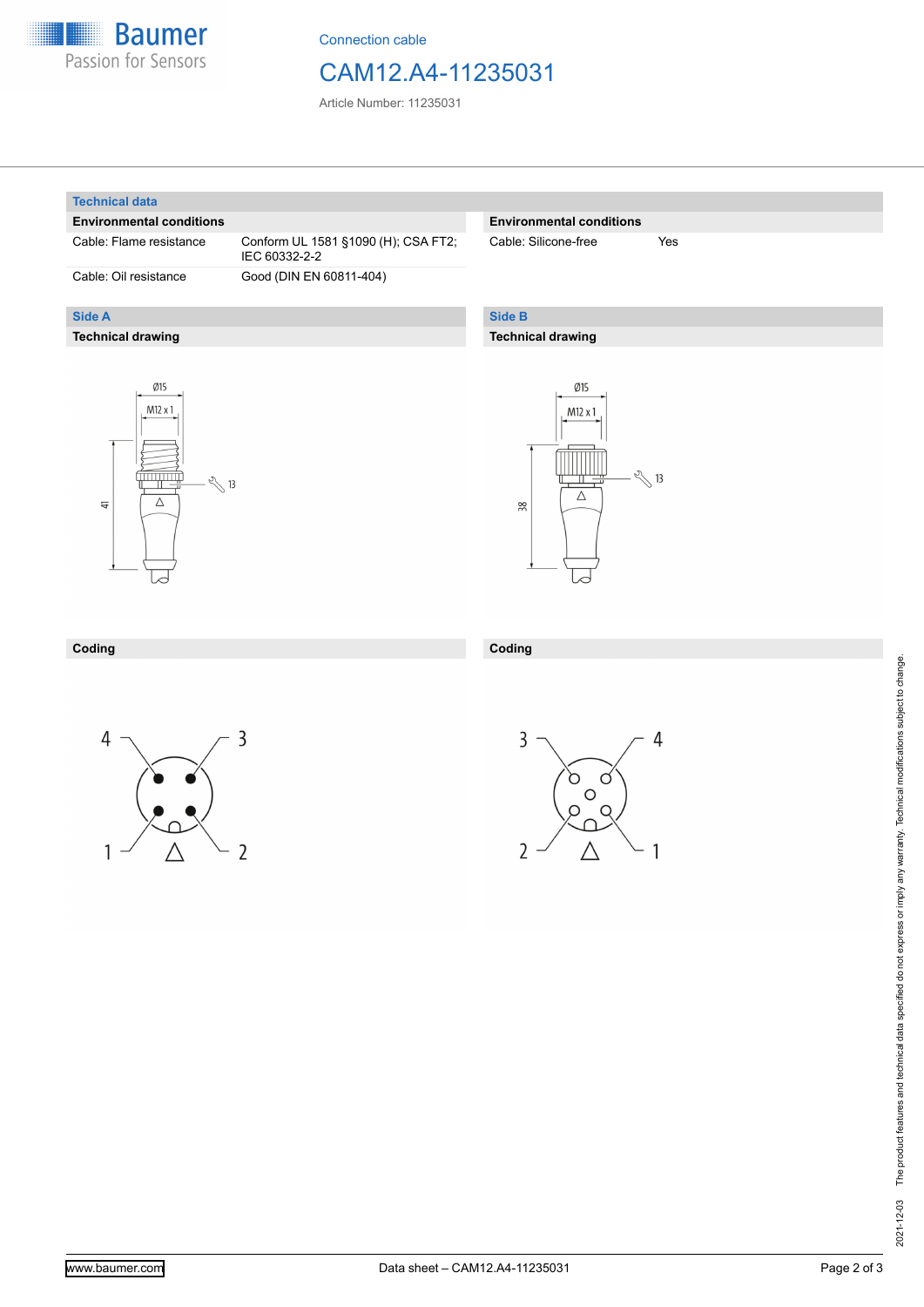Connection cable

# CAM12.A4-11235031

Article Number: 11235031

## Technical data

### Environmental conditions

| Cable: Flame resistance | Conform UL 1581 §1090 (H); CSA FT2; IEC 60332-2-2 |
|---|---|
| Cable: Oil resistance | Good (DIN EN 60811-404) |

### Environmental conditions

| Cable: Silicone-free | Yes |
|---|---|

## Side A

### Technical drawing

Ø15

M12 x 1

13

41

### Coding

4, 3, 1, 2

## Side B

### Technical drawing

Ø15

M12 x 1

13

38

### Coding

3, 4, 2, 1

2021-12-03 The product features and technical data specified do not express or imply any warranty. Technical modifications subject to change.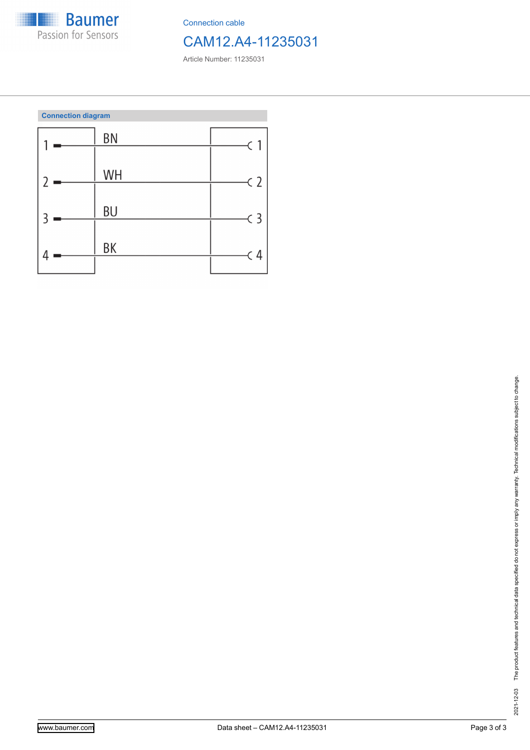Connection cable

# CAM12.A4-11235031

Article Number: 11235031

## Connection diagram

1 BN 1
2 WH 2
3 BU 3
4 BK 4

2021-12-03 The product features and technical data specified do not express or imply any warranty. Technical modifications subject to change.